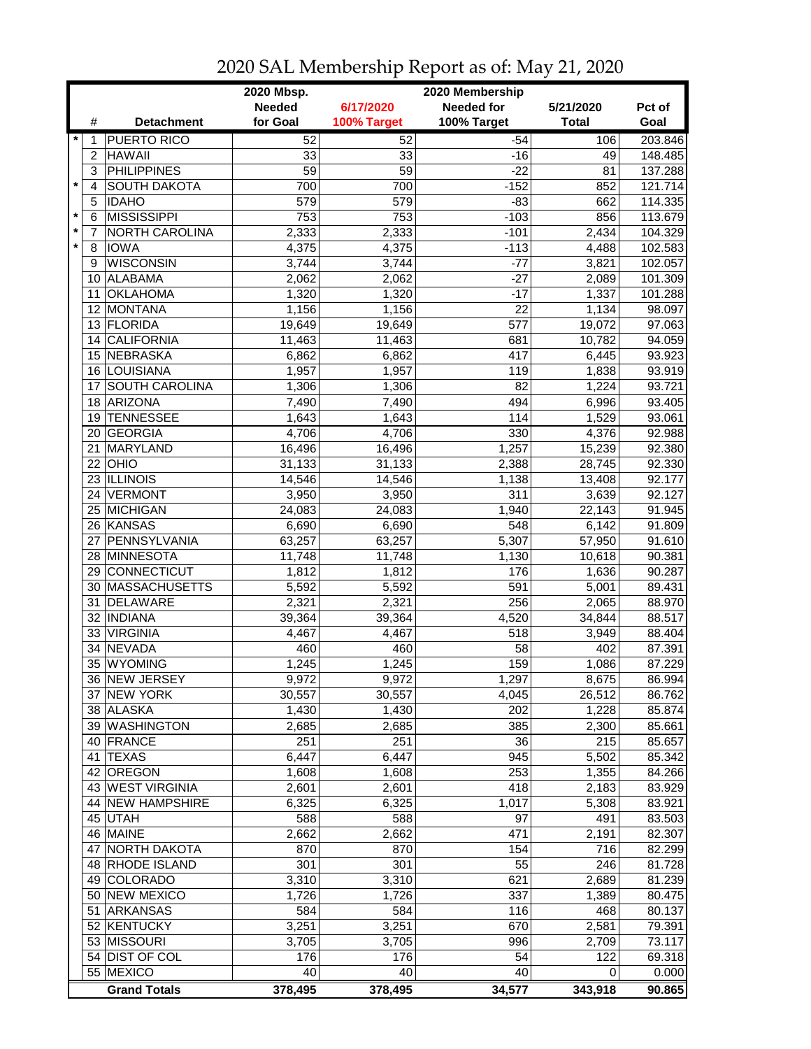# 2020 SAL Membership Report as of: May 21, 2020

| | # | Detachment | 2020 Mbsp. Needed for Goal | 6/17/2020 100% Target | 2020 Membership Needed for 100% Target | 5/21/2020 Total | Pct of Goal |
|---|---|---|---|---|---|---|---|
| * | 1 | PUERTO RICO | 52 | 52 | -54 | 106 | 203.846 |
| | 2 | HAWAII | 33 | 33 | -16 | 49 | 148.485 |
| | 3 | PHILIPPINES | 59 | 59 | -22 | 81 | 137.288 |
| * | 4 | SOUTH DAKOTA | 700 | 700 | -152 | 852 | 121.714 |
| | 5 | IDAHO | 579 | 579 | -83 | 662 | 114.335 |
| * | 6 | MISSISSIPPI | 753 | 753 | -103 | 856 | 113.679 |
| * | 7 | NORTH CAROLINA | 2,333 | 2,333 | -101 | 2,434 | 104.329 |
| * | 8 | IOWA | 4,375 | 4,375 | -113 | 4,488 | 102.583 |
| | 9 | WISCONSIN | 3,744 | 3,744 | -77 | 3,821 | 102.057 |
| | 10 | ALABAMA | 2,062 | 2,062 | -27 | 2,089 | 101.309 |
| | 11 | OKLAHOMA | 1,320 | 1,320 | -17 | 1,337 | 101.288 |
| | 12 | MONTANA | 1,156 | 1,156 | 22 | 1,134 | 98.097 |
| | 13 | FLORIDA | 19,649 | 19,649 | 577 | 19,072 | 97.063 |
| | 14 | CALIFORNIA | 11,463 | 11,463 | 681 | 10,782 | 94.059 |
| | 15 | NEBRASKA | 6,862 | 6,862 | 417 | 6,445 | 93.923 |
| | 16 | LOUISIANA | 1,957 | 1,957 | 119 | 1,838 | 93.919 |
| | 17 | SOUTH CAROLINA | 1,306 | 1,306 | 82 | 1,224 | 93.721 |
| | 18 | ARIZONA | 7,490 | 7,490 | 494 | 6,996 | 93.405 |
| | 19 | TENNESSEE | 1,643 | 1,643 | 114 | 1,529 | 93.061 |
| | 20 | GEORGIA | 4,706 | 4,706 | 330 | 4,376 | 92.988 |
| | 21 | MARYLAND | 16,496 | 16,496 | 1,257 | 15,239 | 92.380 |
| | 22 | OHIO | 31,133 | 31,133 | 2,388 | 28,745 | 92.330 |
| | 23 | ILLINOIS | 14,546 | 14,546 | 1,138 | 13,408 | 92.177 |
| | 24 | VERMONT | 3,950 | 3,950 | 311 | 3,639 | 92.127 |
| | 25 | MICHIGAN | 24,083 | 24,083 | 1,940 | 22,143 | 91.945 |
| | 26 | KANSAS | 6,690 | 6,690 | 548 | 6,142 | 91.809 |
| | 27 | PENNSYLVANIA | 63,257 | 63,257 | 5,307 | 57,950 | 91.610 |
| | 28 | MINNESOTA | 11,748 | 11,748 | 1,130 | 10,618 | 90.381 |
| | 29 | CONNECTICUT | 1,812 | 1,812 | 176 | 1,636 | 90.287 |
| | 30 | MASSACHUSETTS | 5,592 | 5,592 | 591 | 5,001 | 89.431 |
| | 31 | DELAWARE | 2,321 | 2,321 | 256 | 2,065 | 88.970 |
| | 32 | INDIANA | 39,364 | 39,364 | 4,520 | 34,844 | 88.517 |
| | 33 | VIRGINIA | 4,467 | 4,467 | 518 | 3,949 | 88.404 |
| | 34 | NEVADA | 460 | 460 | 58 | 402 | 87.391 |
| | 35 | WYOMING | 1,245 | 1,245 | 159 | 1,086 | 87.229 |
| | 36 | NEW JERSEY | 9,972 | 9,972 | 1,297 | 8,675 | 86.994 |
| | 37 | NEW YORK | 30,557 | 30,557 | 4,045 | 26,512 | 86.762 |
| | 38 | ALASKA | 1,430 | 1,430 | 202 | 1,228 | 85.874 |
| | 39 | WASHINGTON | 2,685 | 2,685 | 385 | 2,300 | 85.661 |
| | 40 | FRANCE | 251 | 251 | 36 | 215 | 85.657 |
| | 41 | TEXAS | 6,447 | 6,447 | 945 | 5,502 | 85.342 |
| | 42 | OREGON | 1,608 | 1,608 | 253 | 1,355 | 84.266 |
| | 43 | WEST VIRGINIA | 2,601 | 2,601 | 418 | 2,183 | 83.929 |
| | 44 | NEW HAMPSHIRE | 6,325 | 6,325 | 1,017 | 5,308 | 83.921 |
| | 45 | UTAH | 588 | 588 | 97 | 491 | 83.503 |
| | 46 | MAINE | 2,662 | 2,662 | 471 | 2,191 | 82.307 |
| | 47 | NORTH DAKOTA | 870 | 870 | 154 | 716 | 82.299 |
| | 48 | RHODE ISLAND | 301 | 301 | 55 | 246 | 81.728 |
| | 49 | COLORADO | 3,310 | 3,310 | 621 | 2,689 | 81.239 |
| | 50 | NEW MEXICO | 1,726 | 1,726 | 337 | 1,389 | 80.475 |
| | 51 | ARKANSAS | 584 | 584 | 116 | 468 | 80.137 |
| | 52 | KENTUCKY | 3,251 | 3,251 | 670 | 2,581 | 79.391 |
| | 53 | MISSOURI | 3,705 | 3,705 | 996 | 2,709 | 73.117 |
| | 54 | DIST OF COL | 176 | 176 | 54 | 122 | 69.318 |
| | 55 | MEXICO | 40 | 40 | 40 | 0 | 0.000 |
| | | **Grand Totals** | **378,495** | **378,495** | **34,577** | **343,918** | **90.865** |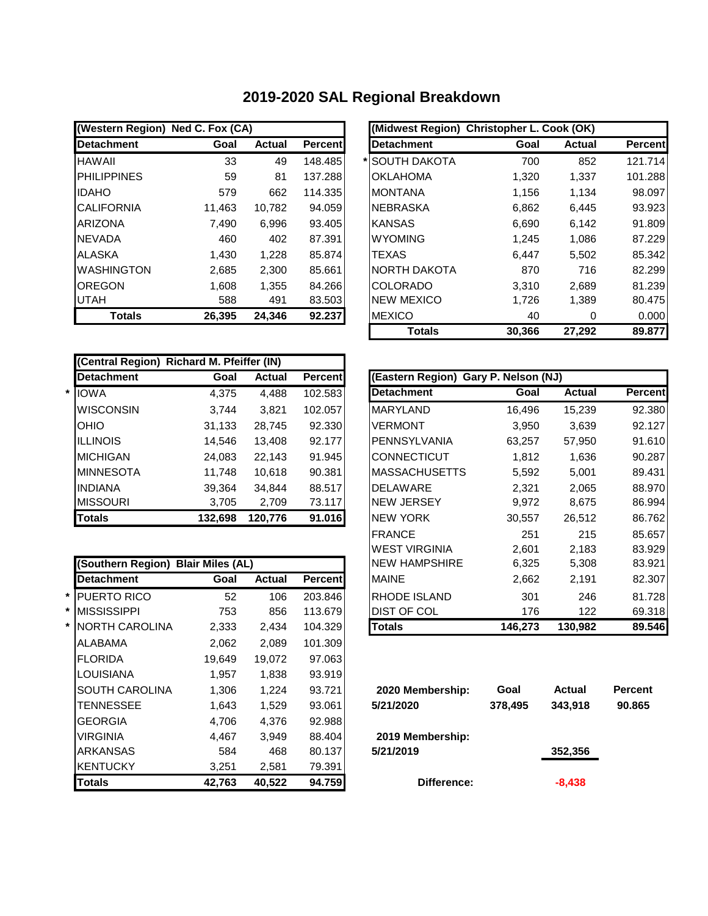# 2019-2020 SAL Regional Breakdown

| (Western Region) Ned C. Fox (CA) | | | |
|---|---|---|---|
| **Detachment** | **Goal** | **Actual** | **Percent** |
| HAWAII | 33 | 49 | 148.485 |
| PHILIPPINES | 59 | 81 | 137.288 |
| IDAHO | 579 | 662 | 114.335 |
| CALIFORNIA | 11,463 | 10,782 | 94.059 |
| ARIZONA | 7,490 | 6,996 | 93.405 |
| NEVADA | 460 | 402 | 87.391 |
| ALASKA | 1,430 | 1,228 | 85.874 |
| WASHINGTON | 2,685 | 2,300 | 85.661 |
| OREGON | 1,608 | 1,355 | 84.266 |
| UTAH | 588 | 491 | 83.503 |
| **Totals** | **26,395** | **24,346** | **92.237** |

| (Midwest Region) Christopher L. Cook (OK) | | | |
|---|---|---|---|
| **Detachment** | **Goal** | **Actual** | **Percent** |
| * SOUTH DAKOTA | 700 | 852 | 121.714 |
| OKLAHOMA | 1,320 | 1,337 | 101.288 |
| MONTANA | 1,156 | 1,134 | 98.097 |
| NEBRASKA | 6,862 | 6,445 | 93.923 |
| KANSAS | 6,690 | 6,142 | 91.809 |
| WYOMING | 1,245 | 1,086 | 87.229 |
| TEXAS | 6,447 | 5,502 | 85.342 |
| NORTH DAKOTA | 870 | 716 | 82.299 |
| COLORADO | 3,310 | 2,689 | 81.239 |
| NEW MEXICO | 1,726 | 1,389 | 80.475 |
| MEXICO | 40 | 0 | 0.000 |
| **Totals** | **30,366** | **27,292** | **89.877** |

| (Central Region) Richard M. Pfeiffer (IN) | | | |
|---|---|---|---|
| **Detachment** | **Goal** | **Actual** | **Percent** |
| * IOWA | 4,375 | 4,488 | 102.583 |
| WISCONSIN | 3,744 | 3,821 | 102.057 |
| OHIO | 31,133 | 28,745 | 92.330 |
| ILLINOIS | 14,546 | 13,408 | 92.177 |
| MICHIGAN | 24,083 | 22,143 | 91.945 |
| MINNESOTA | 11,748 | 10,618 | 90.381 |
| INDIANA | 39,364 | 34,844 | 88.517 |
| MISSOURI | 3,705 | 2,709 | 73.117 |
| **Totals** | **132,698** | **120,776** | **91.016** |

| (Eastern Region) Gary P. Nelson (NJ) | | | |
|---|---|---|---|
| **Detachment** | **Goal** | **Actual** | **Percent** |
| MARYLAND | 16,496 | 15,239 | 92.380 |
| VERMONT | 3,950 | 3,639 | 92.127 |
| PENNSYLVANIA | 63,257 | 57,950 | 91.610 |
| CONNECTICUT | 1,812 | 1,636 | 90.287 |
| MASSACHUSETTS | 5,592 | 5,001 | 89.431 |
| DELAWARE | 2,321 | 2,065 | 88.970 |
| NEW JERSEY | 9,972 | 8,675 | 86.994 |
| NEW YORK | 30,557 | 26,512 | 86.762 |
| FRANCE | 251 | 215 | 85.657 |
| WEST VIRGINIA | 2,601 | 2,183 | 83.929 |
| NEW HAMPSHIRE | 6,325 | 5,308 | 83.921 |
| MAINE | 2,662 | 2,191 | 82.307 |
| RHODE ISLAND | 301 | 246 | 81.728 |
| DIST OF COL | 176 | 122 | 69.318 |
| **Totals** | **146,273** | **130,982** | **89.546** |

| (Southern Region) Blair Miles (AL) | | | |
|---|---|---|---|
| **Detachment** | **Goal** | **Actual** | **Percent** |
| * PUERTO RICO | 52 | 106 | 203.846 |
| * MISSISSIPPI | 753 | 856 | 113.679 |
| * NORTH CAROLINA | 2,333 | 2,434 | 104.329 |
| ALABAMA | 2,062 | 2,089 | 101.309 |
| FLORIDA | 19,649 | 19,072 | 97.063 |
| LOUISIANA | 1,957 | 1,838 | 93.919 |
| SOUTH CAROLINA | 1,306 | 1,224 | 93.721 |
| TENNESSEE | 1,643 | 1,529 | 93.061 |
| GEORGIA | 4,706 | 4,376 | 92.988 |
| VIRGINIA | 4,467 | 3,949 | 88.404 |
| ARKANSAS | 584 | 468 | 80.137 |
| KENTUCKY | 3,251 | 2,581 | 79.391 |
| **Totals** | **42,763** | **40,522** | **94.759** |

| | | | |
|---|---|---|---|
| **2020 Membership:** | **Goal** | **Actual** | **Percent** |
| **5/21/2020** | **378,495** | **343,918** | **90.865** |
| **2019 Membership:** | | | |
| **5/21/2019** | | **352,356** | |
| **Difference:** | | **-8,438** | |